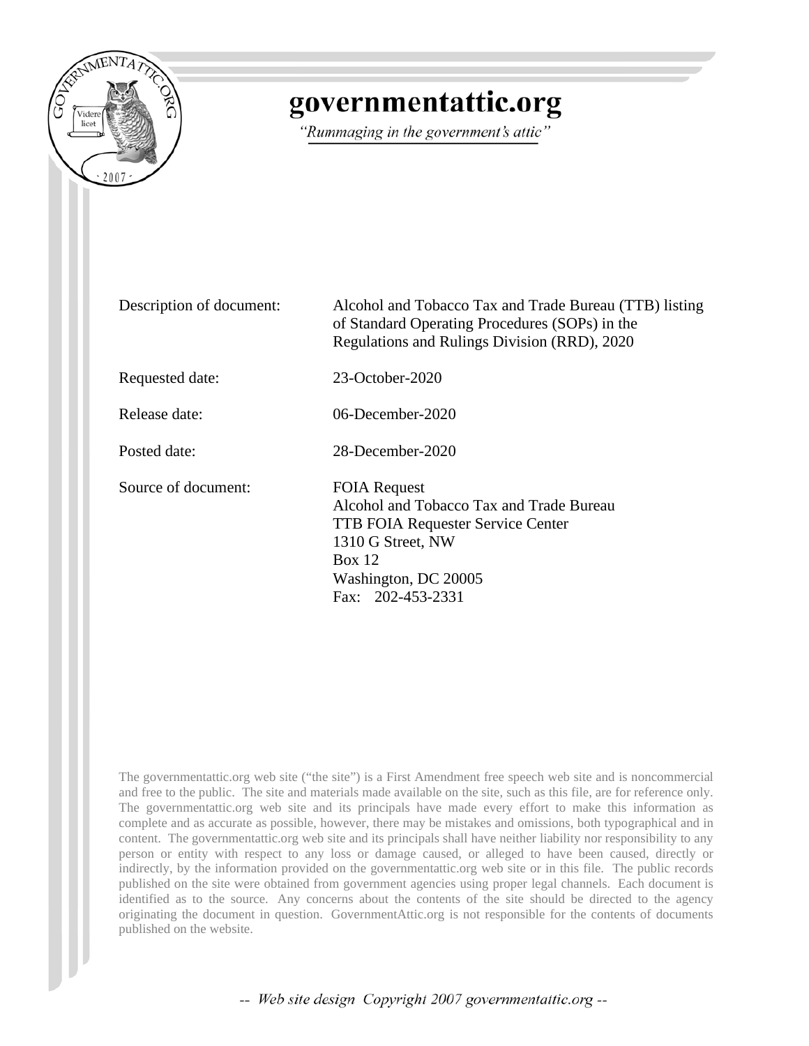# governmentattic.org

*"Rummaging in the government's attic"*

| | |
|---|---|
| Description of document: | Alcohol and Tobacco Tax and Trade Bureau (TTB) listing of Standard Operating Procedures (SOPs) in the Regulations and Rulings Division (RRD), 2020 |
| Requested date: | 23-October-2020 |
| Release date: | 06-December-2020 |
| Posted date: | 28-December-2020 |
| Source of document: | FOIA Request<br>Alcohol and Tobacco Tax and Trade Bureau<br>TTB FOIA Requester Service Center<br>1310 G Street, NW<br>Box 12<br>Washington, DC 20005<br>Fax: 202-453-2331 |

The governmentattic.org web site ("the site") is a First Amendment free speech web site and is noncommercial and free to the public. The site and materials made available on the site, such as this file, are for reference only. The governmentattic.org web site and its principals have made every effort to make this information as complete and as accurate as possible, however, there may be mistakes and omissions, both typographical and in content. The governmentattic.org web site and its principals shall have neither liability nor responsibility to any person or entity with respect to any loss or damage caused, or alleged to have been caused, directly or indirectly, by the information provided on the governmentattic.org web site or in this file. The public records published on the site were obtained from government agencies using proper legal channels. Each document is identified as to the source. Any concerns about the contents of the site should be directed to the agency originating the document in question. GovernmentAttic.org is not responsible for the contents of documents published on the website.

*-- Web site design Copyright 2007 governmentattic.org --*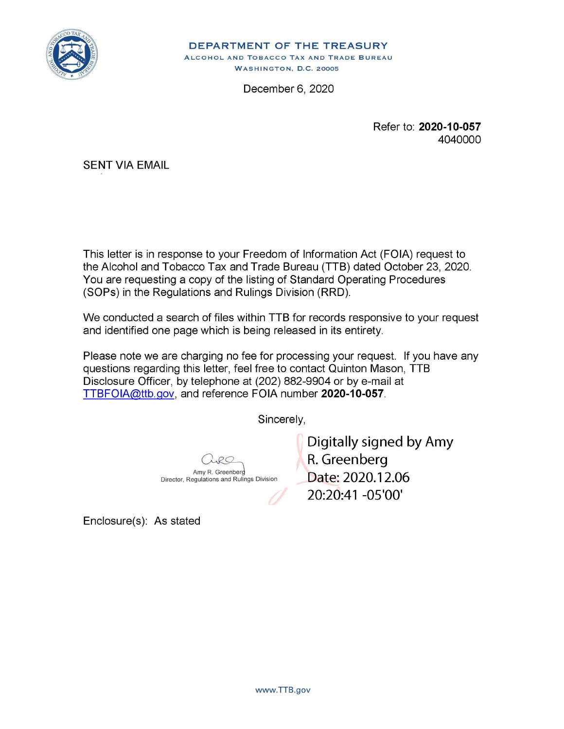**DEPARTMENT OF THE TREASURY**
ALCOHOL AND TOBACCO TAX AND TRADE BUREAU
WASHINGTON, D.C. 20005

December 6, 2020

Refer to: **2020-10-057**
4040000

SENT VIA EMAIL

This letter is in response to your Freedom of Information Act (FOIA) request to the Alcohol and Tobacco Tax and Trade Bureau (TTB) dated October 23, 2020. You are requesting a copy of the listing of Standard Operating Procedures (SOPs) in the Regulations and Rulings Division (RRD).

We conducted a search of files within TTB for records responsive to your request and identified one page which is being released in its entirety.

Please note we are charging no fee for processing your request. If you have any questions regarding this letter, feel free to contact Quinton Mason, TTB Disclosure Officer, by telephone at (202) 882-9904 or by e-mail at TTBFOIA@ttb.gov, and reference FOIA number **2020-10-057**.

Sincerely,

Amy R. Greenberg
Director, Regulations and Rulings Division

Digitally signed by Amy R. Greenberg
Date: 2020.12.06 20:20:41 -05'00'

Enclosure(s): As stated

www.TTB.gov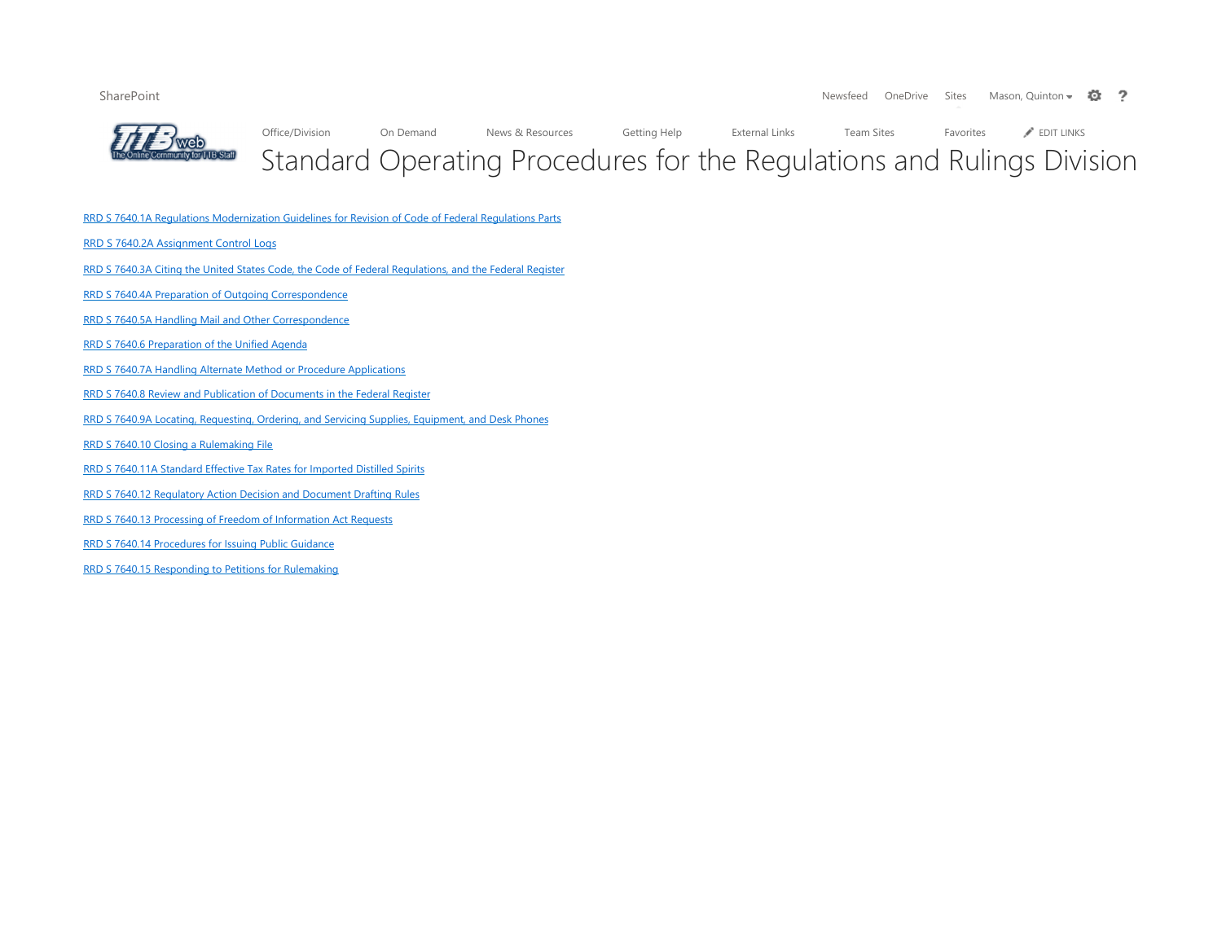SharePoint

Newsfeed OneDrive Sites Mason, Quinton

Office/Division On Demand News & Resources Getting Help External Links Team Sites Favorites EDIT LINKS

# Standard Operating Procedures for the Regulations and Rulings Division

RRD S 7640.1A Regulations Modernization Guidelines for Revision of Code of Federal Regulations Parts

RRD S 7640.2A Assignment Control Logs

RRD S 7640.3A Citing the United States Code, the Code of Federal Regulations, and the Federal Register

RRD S 7640.4A Preparation of Outgoing Correspondence

RRD S 7640.5A Handling Mail and Other Correspondence

RRD S 7640.6 Preparation of the Unified Agenda

RRD S 7640.7A Handling Alternate Method or Procedure Applications

RRD S 7640.8 Review and Publication of Documents in the Federal Register

RRD S 7640.9A Locating, Requesting, Ordering, and Servicing Supplies, Equipment, and Desk Phones

RRD S 7640.10 Closing a Rulemaking File

RRD S 7640.11A Standard Effective Tax Rates for Imported Distilled Spirits

RRD S 7640.12 Regulatory Action Decision and Document Drafting Rules

RRD S 7640.13 Processing of Freedom of Information Act Requests

RRD S 7640.14 Procedures for Issuing Public Guidance

RRD S 7640.15 Responding to Petitions for Rulemaking